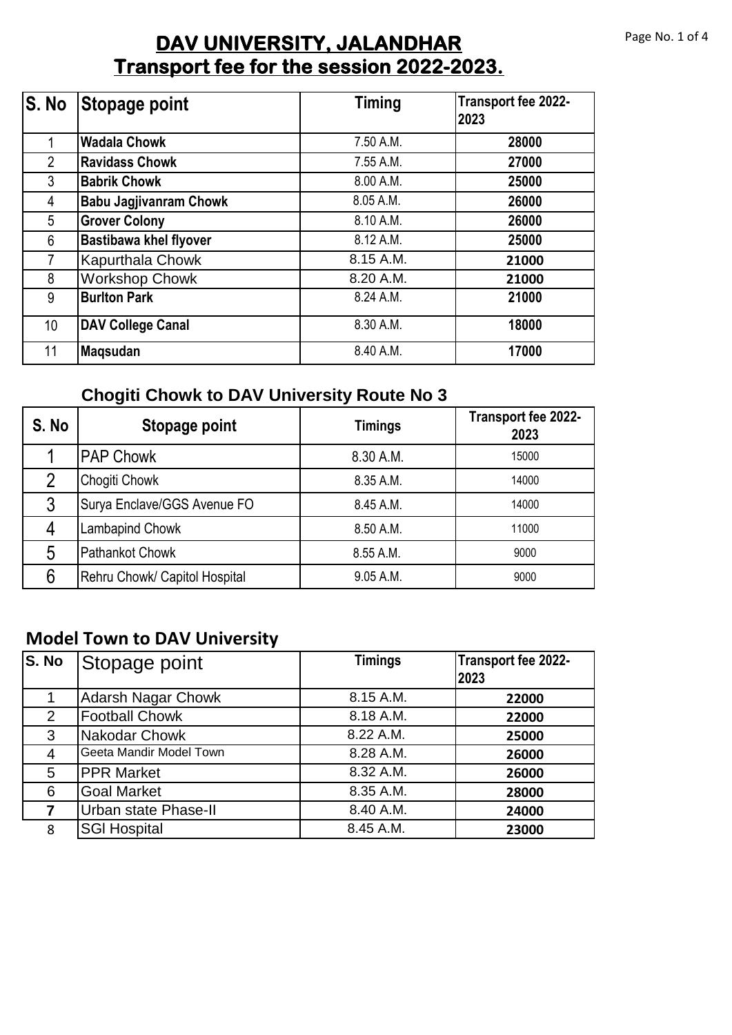# DAV UNIVERSITY, JALANDHAR
## Transport fee for the session 2022-2023.

| S. No | Stopage point | Timing | Transport fee 2022-2023 |
|---|---|---|---|
| 1 | **Wadala Chowk** | 7.50 A.M. | **28000** |
| 2 | **Ravidass Chowk** | 7.55 A.M. | **27000** |
| 3 | **Babrik Chowk** | 8.00 A.M. | **25000** |
| 4 | **Babu Jagjivanram Chowk** | 8.05 A.M. | **26000** |
| 5 | **Grover Colony** | 8.10 A.M. | **26000** |
| 6 | **Bastibawa khel flyover** | 8.12 A.M. | **25000** |
| 7 | Kapurthala Chowk | 8.15 A.M. | **21000** |
| 8 | Workshop Chowk | 8.20 A.M. | **21000** |
| 9 | **Burlton Park** | 8.24 A.M. | **21000** |
| 10 | **DAV College Canal** | 8.30 A.M. | **18000** |
| 11 | **Maqsudan** | 8.40 A.M. | **17000** |

### Chogiti Chowk to DAV University Route No 3

| S. No | Stopage point | Timings | Transport fee 2022-2023 |
|---|---|---|---|
| 1 | PAP Chowk | 8.30 A.M. | 15000 |
| 2 | Chogiti Chowk | 8.35 A.M. | 14000 |
| 3 | Surya Enclave/GGS Avenue FO | 8.45 A.M. | 14000 |
| 4 | Lambapind Chowk | 8.50 A.M. | 11000 |
| 5 | Pathankot Chowk | 8.55 A.M. | 9000 |
| 6 | Rehru Chowk/ Capitol Hospital | 9.05 A.M. | 9000 |

### Model Town to DAV University

| S. No | Stopage point | Timings | Transport fee 2022-2023 |
|---|---|---|---|
| 1 | Adarsh Nagar Chowk | 8.15 A.M. | **22000** |
| 2 | Football Chowk | 8.18 A.M. | **22000** |
| 3 | Nakodar Chowk | 8.22 A.M. | **25000** |
| 4 | Geeta Mandir Model Town | 8.28 A.M. | **26000** |
| 5 | PPR Market | 8.32 A.M. | **26000** |
| 6 | Goal Market | 8.35 A.M. | **28000** |
| **7** | Urban state Phase-II | 8.40 A.M. | **24000** |
| 8 | SGl Hospital | 8.45 A.M. | **23000** |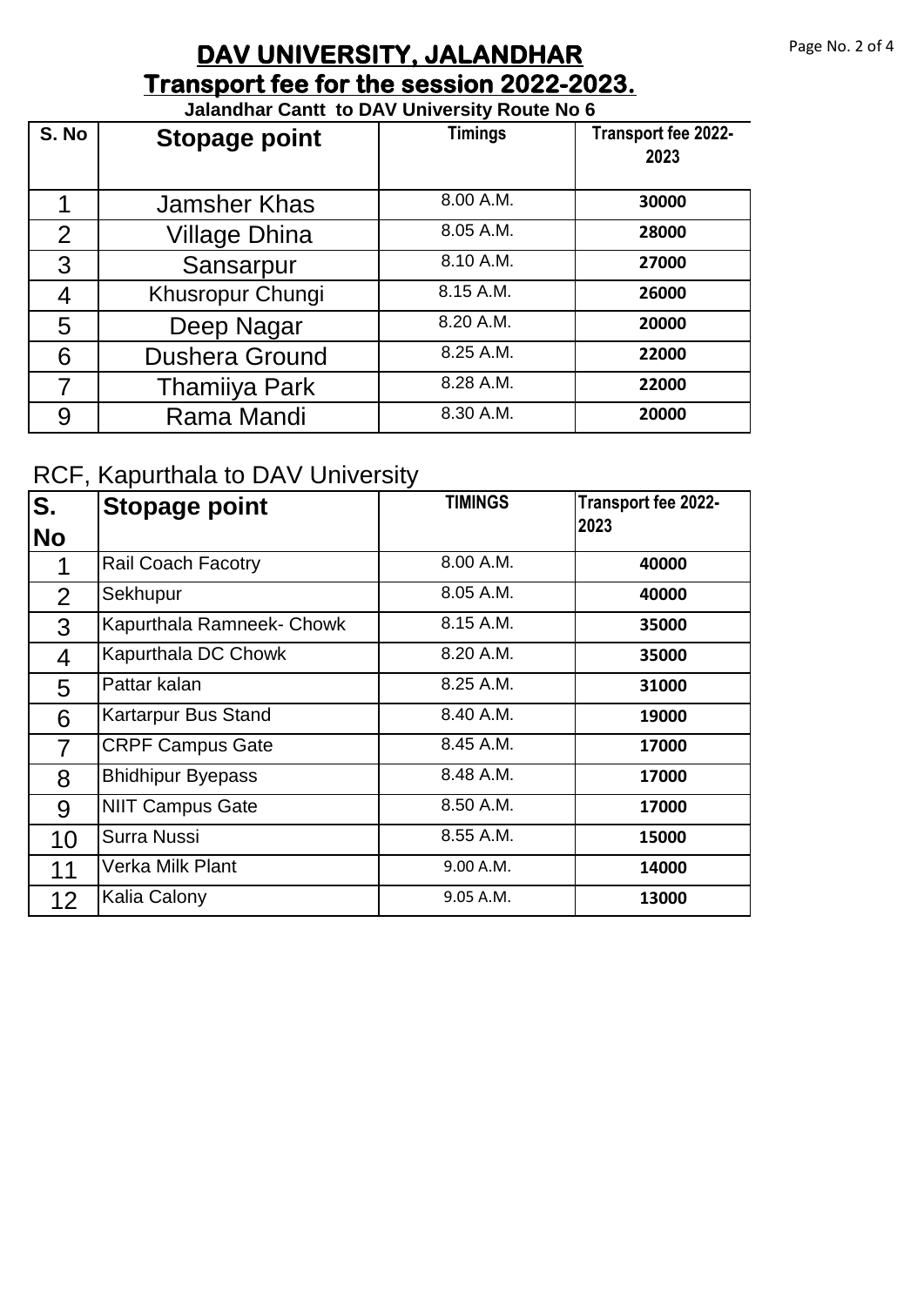# DAV UNIVERSITY, JALANDHAR

## Transport fee for the session 2022-2023.

**Jalandhar Cantt to DAV University Route No 6**

| S. No | Stopage point | Timings | Transport fee 2022-2023 |
|---|---|---|---|
| 1 | Jamsher Khas | 8.00 A.M. | 30000 |
| 2 | Village Dhina | 8.05 A.M. | 28000 |
| 3 | Sansarpur | 8.10 A.M. | 27000 |
| 4 | Khusropur Chungi | 8.15 A.M. | 26000 |
| 5 | Deep Nagar | 8.20 A.M. | 20000 |
| 6 | Dushera Ground | 8.25 A.M. | 22000 |
| 7 | Thamiiya Park | 8.28 A.M. | 22000 |
| 9 | Rama Mandi | 8.30 A.M. | 20000 |

RCF, Kapurthala to DAV University

| S. No | Stopage point | TIMINGS | Transport fee 2022-2023 |
|---|---|---|---|
| 1 | Rail Coach Facotry | 8.00 A.M. | 40000 |
| 2 | Sekhupur | 8.05 A.M. | 40000 |
| 3 | Kapurthala Ramneek- Chowk | 8.15 A.M. | 35000 |
| 4 | Kapurthala DC Chowk | 8.20 A.M. | 35000 |
| 5 | Pattar kalan | 8.25 A.M. | 31000 |
| 6 | Kartarpur Bus Stand | 8.40 A.M. | 19000 |
| 7 | CRPF Campus Gate | 8.45 A.M. | 17000 |
| 8 | Bhidhipur Byepass | 8.48 A.M. | 17000 |
| 9 | NIIT Campus Gate | 8.50 A.M. | 17000 |
| 10 | Surra Nussi | 8.55 A.M. | 15000 |
| 11 | Verka Milk Plant | 9.00 A.M. | 14000 |
| 12 | Kalia Calony | 9.05 A.M. | 13000 |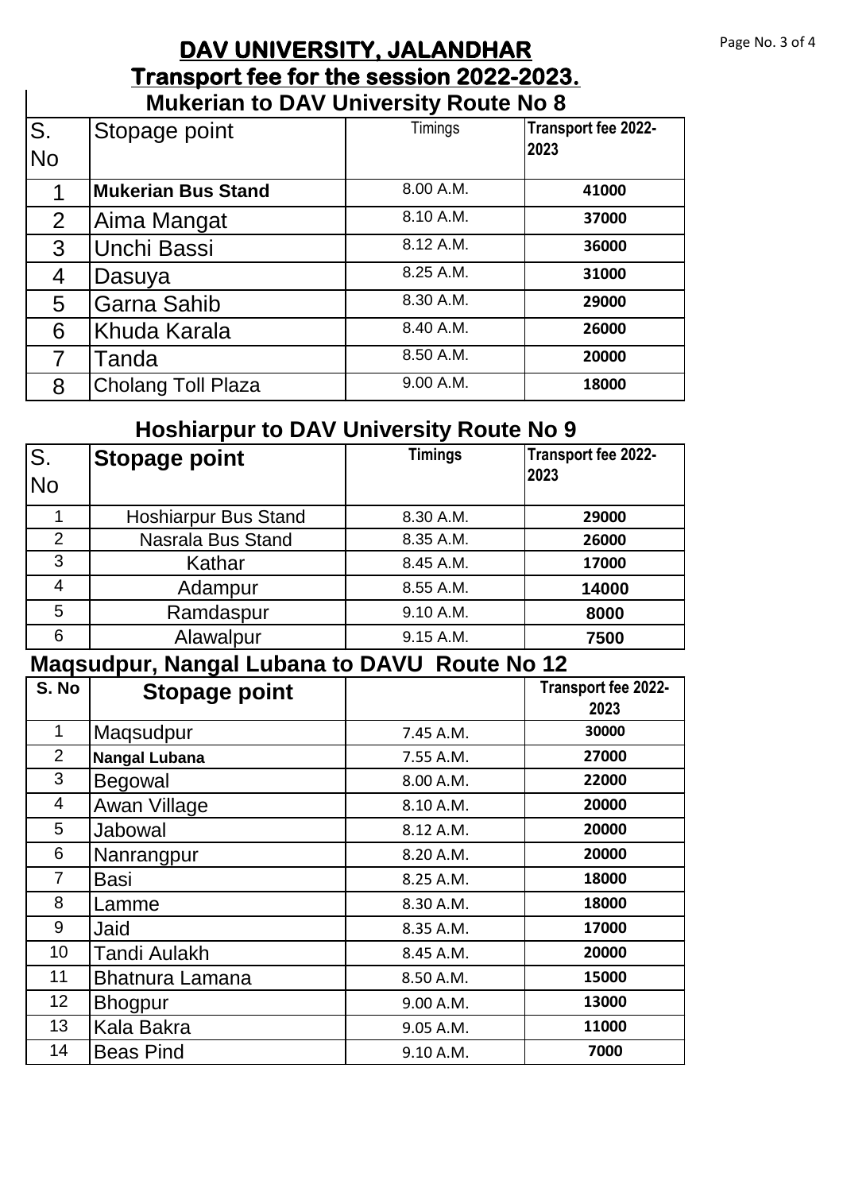# DAV UNIVERSITY, JALANDHAR

## Transport fee for the session 2022-2023.

### Mukerian to DAV University Route No 8

| S. No | Stopage point | Timings | Transport fee 2022-2023 |
|---|---|---|---|
| 1 | **Mukerian Bus Stand** | 8.00 A.M. | 41000 |
| 2 | Aima Mangat | 8.10 A.M. | 37000 |
| 3 | Unchi Bassi | 8.12 A.M. | 36000 |
| 4 | Dasuya | 8.25 A.M. | 31000 |
| 5 | Garna Sahib | 8.30 A.M. | 29000 |
| 6 | Khuda Karala | 8.40 A.M. | 26000 |
| 7 | Tanda | 8.50 A.M. | 20000 |
| 8 | Cholang Toll Plaza | 9.00 A.M. | 18000 |

### Hoshiarpur to DAV University Route No 9

| S. No | **Stopage point** | Timings | Transport fee 2022-2023 |
|---|---|---|---|
| 1 | Hoshiarpur Bus Stand | 8.30 A.M. | 29000 |
| 2 | Nasrala Bus Stand | 8.35 A.M. | 26000 |
| 3 | Kathar | 8.45 A.M. | 17000 |
| 4 | Adampur | 8.55 A.M. | 14000 |
| 5 | Ramdaspur | 9.10 A.M. | 8000 |
| 6 | Alawalpur | 9.15 A.M. | 7500 |

### Maqsudpur, Nangal Lubana to DAVU Route No 12

| S. No | **Stopage point** | | Transport fee 2022-2023 |
|---|---|---|---|
| 1 | Maqsudpur | 7.45 A.M. | 30000 |
| 2 | **Nangal Lubana** | 7.55 A.M. | 27000 |
| 3 | Begowal | 8.00 A.M. | 22000 |
| 4 | Awan Village | 8.10 A.M. | 20000 |
| 5 | Jabowal | 8.12 A.M. | 20000 |
| 6 | Nanrangpur | 8.20 A.M. | 20000 |
| 7 | Basi | 8.25 A.M. | 18000 |
| 8 | Lamme | 8.30 A.M. | 18000 |
| 9 | Jaid | 8.35 A.M. | 17000 |
| 10 | Tandi Aulakh | 8.45 A.M. | 20000 |
| 11 | Bhatnura Lamana | 8.50 A.M. | 15000 |
| 12 | Bhogpur | 9.00 A.M. | 13000 |
| 13 | Kala Bakra | 9.05 A.M. | 11000 |
| 14 | Beas Pind | 9.10 A.M. | 7000 |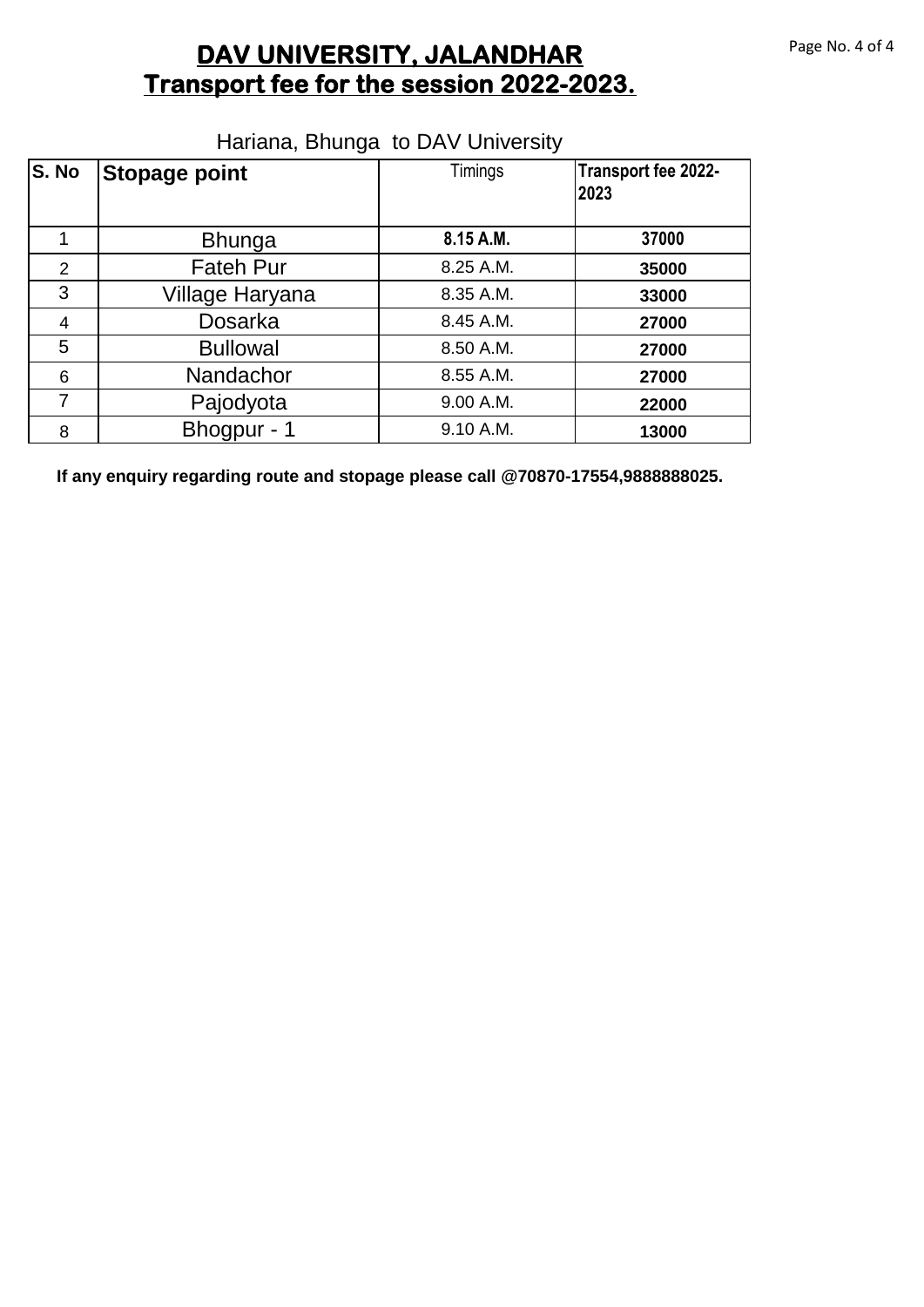# DAV UNIVERSITY, JALANDHAR

## Transport fee for the session 2022-2023.

Hariana, Bhunga to DAV University

| S. No | Stopage point | Timings | Transport fee 2022-2023 |
|---|---|---|---|
| 1 | Bhunga | 8.15 A.M. | 37000 |
| 2 | Fateh Pur | 8.25 A.M. | 35000 |
| 3 | Village Haryana | 8.35 A.M. | 33000 |
| 4 | Dosarka | 8.45 A.M. | 27000 |
| 5 | Bullowal | 8.50 A.M. | 27000 |
| 6 | Nandachor | 8.55 A.M. | 27000 |
| 7 | Pajodyota | 9.00 A.M. | 22000 |
| 8 | Bhogpur - 1 | 9.10 A.M. | 13000 |

**If any enquiry regarding route and stopage please call @70870-17554,9888888025.**